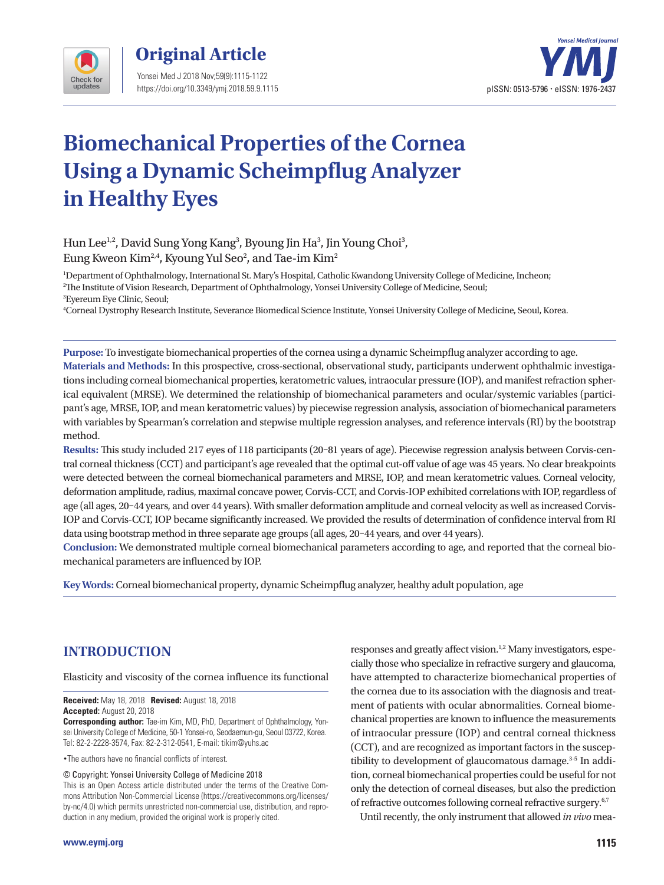# Biomechanical Properties of the Cornea Using a Dynamic Scheimpflug Analyzer in Healthy Eyes

Hun Lee[1,2], David Sung Yong Kang[3], Byoung Jin Ha[3], Jin Young Choi[3], Eung Kweon Kim[2,4], Kyoung Yul Seo[2], and Tae-im Kim[2]

[1]Department of Ophthalmology, International St. Mary's Hospital, Catholic Kwandong University College of Medicine, Incheon;
[2]The Institute of Vision Research, Department of Ophthalmology, Yonsei University College of Medicine, Seoul;
[3]Eyereum Eye Clinic, Seoul;
[4]Corneal Dystrophy Research Institute, Severance Biomedical Science Institute, Yonsei University College of Medicine, Seoul, Korea.

**Purpose:** To investigate biomechanical properties of the cornea using a dynamic Scheimpflug analyzer according to age.

**Materials and Methods:** In this prospective, cross-sectional, observational study, participants underwent ophthalmic investigations including corneal biomechanical properties, keratometric values, intraocular pressure (IOP), and manifest refraction spherical equivalent (MRSE). We determined the relationship of biomechanical parameters and ocular/systemic variables (participant's age, MRSE, IOP, and mean keratometric values) by piecewise regression analysis, association of biomechanical parameters with variables by Spearman's correlation and stepwise multiple regression analyses, and reference intervals (RI) by the bootstrap method.

**Results:** This study included 217 eyes of 118 participants (20–81 years of age). Piecewise regression analysis between Corvis-central corneal thickness (CCT) and participant's age revealed that the optimal cut-off value of age was 45 years. No clear breakpoints were detected between the corneal biomechanical parameters and MRSE, IOP, and mean keratometric values. Corneal velocity, deformation amplitude, radius, maximal concave power, Corvis-CCT, and Corvis-IOP exhibited correlations with IOP, regardless of age (all ages, 20–44 years, and over 44 years). With smaller deformation amplitude and corneal velocity as well as increased Corvis-IOP and Corvis-CCT, IOP became significantly increased. We provided the results of determination of confidence interval from RI data using bootstrap method in three separate age groups (all ages, 20–44 years, and over 44 years).

**Conclusion:** We demonstrated multiple corneal biomechanical parameters according to age, and reported that the corneal biomechanical parameters are influenced by IOP.

**Key Words:** Corneal biomechanical property, dynamic Scheimpflug analyzer, healthy adult population, age

## INTRODUCTION

Elasticity and viscosity of the cornea influence its functional responses and greatly affect vision.[1,2] Many investigators, especially those who specialize in refractive surgery and glaucoma, have attempted to characterize biomechanical properties of the cornea due to its association with the diagnosis and treatment of patients with ocular abnormalities. Corneal biomechanical properties are known to influence the measurements of intraocular pressure (IOP) and central corneal thickness (CCT), and are recognized as important factors in the susceptibility to development of glaucomatous damage.[3-5] In addition, corneal biomechanical properties could be useful for not only the detection of corneal diseases, but also the prediction of refractive outcomes following corneal refractive surgery.[6,7]

Until recently, the only instrument that allowed *in vivo* mea-

**Received:** May 18, 2018 **Revised:** August 18, 2018
**Accepted:** August 20, 2018
**Corresponding author:** Tae-im Kim, MD, PhD, Department of Ophthalmology, Yonsei University College of Medicine, 50-1 Yonsei-ro, Seodaemun-gu, Seoul 03722, Korea.
Tel: 82-2-2228-3574, Fax: 82-2-312-0541, E-mail: tikim@yuhs.ac

•The authors have no financial conflicts of interest.

© Copyright: Yonsei University College of Medicine 2018
This is an Open Access article distributed under the terms of the Creative Commons Attribution Non-Commercial License (https://creativecommons.org/licenses/by-nc/4.0) which permits unrestricted non-commercial use, distribution, and reproduction in any medium, provided the original work is properly cited.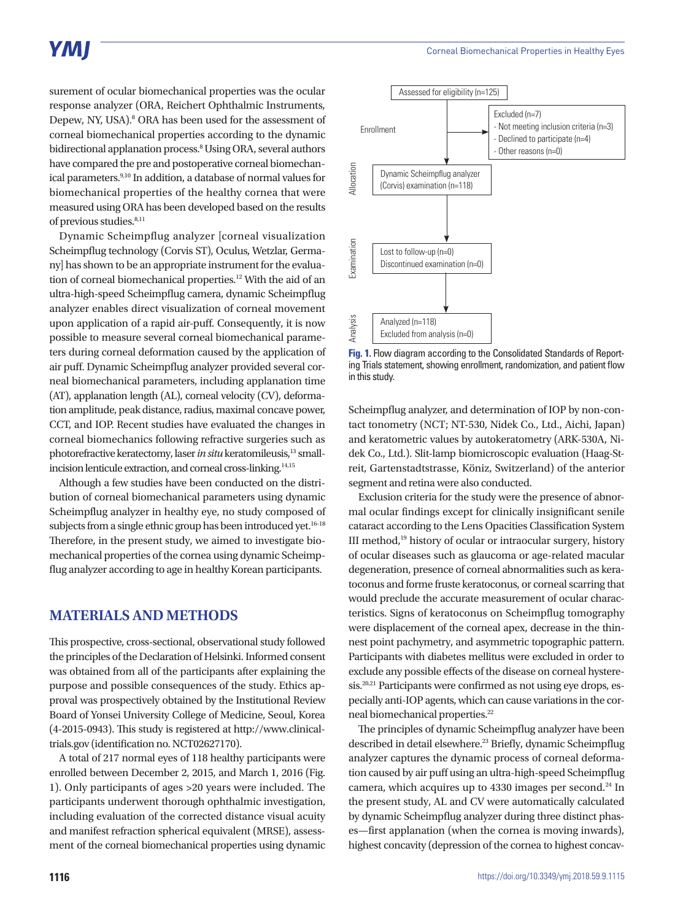surement of ocular biomechanical properties was the ocular response analyzer (ORA, Reichert Ophthalmic Instruments, Depew, NY, USA).[8] ORA has been used for the assessment of corneal biomechanical properties according to the dynamic bidirectional applanation process.[8] Using ORA, several authors have compared the pre and postoperative corneal biomechanical parameters.[9,10] In addition, a database of normal values for biomechanical properties of the healthy cornea that were measured using ORA has been developed based on the results of previous studies.[8,11]

Dynamic Scheimpflug analyzer [corneal visualization Scheimpflug technology (Corvis ST), Oculus, Wetzlar, Germany] has shown to be an appropriate instrument for the evaluation of corneal biomechanical properties.[12] With the aid of an ultra-high-speed Scheimpflug camera, dynamic Scheimpflug analyzer enables direct visualization of corneal movement upon application of a rapid air-puff. Consequently, it is now possible to measure several corneal biomechanical parameters during corneal deformation caused by the application of air puff. Dynamic Scheimpflug analyzer provided several corneal biomechanical parameters, including applanation time (AT), applanation length (AL), corneal velocity (CV), deformation amplitude, peak distance, radius, maximal concave power, CCT, and IOP. Recent studies have evaluated the changes in corneal biomechanics following refractive surgeries such as photorefractive keratectomy, laser *in situ* keratomileusis,[13] small-incision lenticule extraction, and corneal cross-linking.[14,15]

Although a few studies have been conducted on the distribution of corneal biomechanical parameters using dynamic Scheimpflug analyzer in healthy eye, no study composed of subjects from a single ethnic group has been introduced yet.[16-18] Therefore, in the present study, we aimed to investigate biomechanical properties of the cornea using dynamic Scheimpflug analyzer according to age in healthy Korean participants.

## MATERIALS AND METHODS

This prospective, cross-sectional, observational study followed the principles of the Declaration of Helsinki. Informed consent was obtained from all of the participants after explaining the purpose and possible consequences of the study. Ethics approval was prospectively obtained by the Institutional Review Board of Yonsei University College of Medicine, Seoul, Korea (4-2015-0943). This study is registered at http://www.clinicaltrials.gov (identification no. NCT02627170).

A total of 217 normal eyes of 118 healthy participants were enrolled between December 2, 2015, and March 1, 2016 (Fig. 1). Only participants of ages >20 years were included. The participants underwent thorough ophthalmic investigation, including evaluation of the corrected distance visual acuity and manifest refraction spherical equivalent (MRSE), assessment of the corneal biomechanical properties using dynamic Scheimpflug analyzer, and determination of IOP by non-contact tonometry (NCT; NT-530, Nidek Co., Ltd., Aichi, Japan) and keratometric values by autokeratometry (ARK-530A, Nidek Co., Ltd.). Slit-lamp biomicroscopic evaluation (Haag-Streit, Gartenstadtstrasse, Köniz, Switzerland) of the anterior segment and retina were also conducted.

Enrollment: Assessed for eligibility (n=125) → Excluded (n=7): Not meeting inclusion criteria (n=3); Declined to participate (n=4); Other reasons (n=0)

Allocation: Dynamic Scheimpflug analyzer (Corvis) examination (n=118)

Examination: Lost to follow-up (n=0); Discontinued examination (n=0)

Analysis: Analyzed (n=118); Excluded from analysis (n=0)

**Fig. 1.** Flow diagram according to the Consolidated Standards of Reporting Trials statement, showing enrollment, randomization, and patient flow in this study.

Exclusion criteria for the study were the presence of abnormal ocular findings except for clinically insignificant senile cataract according to the Lens Opacities Classification System III method,[19] history of ocular or intraocular surgery, history of ocular diseases such as glaucoma or age-related macular degeneration, presence of corneal abnormalities such as keratoconus and forme fruste keratoconus, or corneal scarring that would preclude the accurate measurement of ocular characteristics. Signs of keratoconus on Scheimpflug tomography were displacement of the corneal apex, decrease in the thinnest point pachymetry, and asymmetric topographic pattern. Participants with diabetes mellitus were excluded in order to exclude any possible effects of the disease on corneal hysteresis.[20,21] Participants were confirmed as not using eye drops, especially anti-IOP agents, which can cause variations in the corneal biomechanical properties.[22]

The principles of dynamic Scheimpflug analyzer have been described in detail elsewhere.[23] Briefly, dynamic Scheimpflug analyzer captures the dynamic process of corneal deformation caused by air puff using an ultra-high-speed Scheimpflug camera, which acquires up to 4330 images per second.[24] In the present study, AL and CV were automatically calculated by dynamic Scheimpflug analyzer during three distinct phases—first applanation (when the cornea is moving inwards), highest concavity (depression of the cornea to highest concav-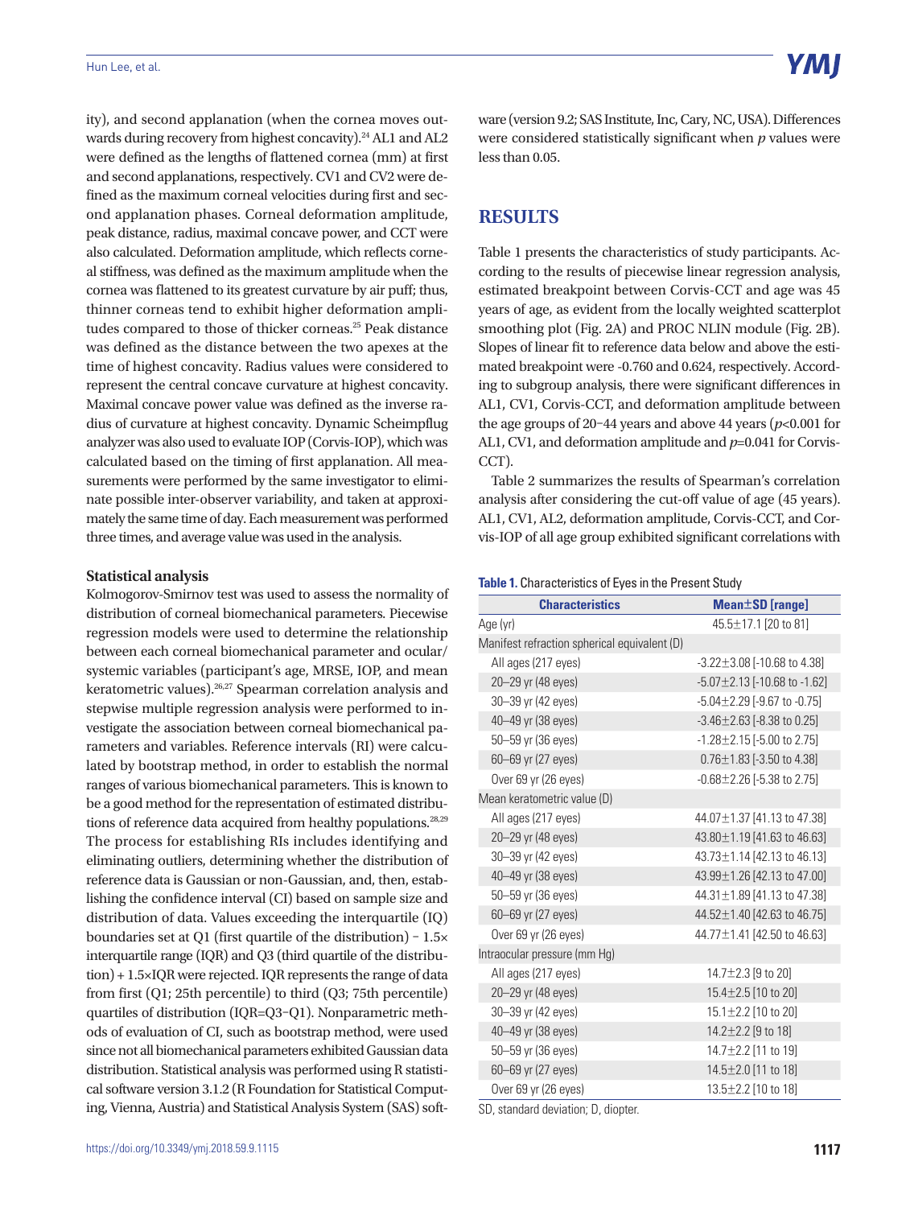ity), and second applanation (when the cornea moves outwards during recovery from highest concavity).[24] AL1 and AL2 were defined as the lengths of flattened cornea (mm) at first and second applanations, respectively. CV1 and CV2 were defined as the maximum corneal velocities during first and second applanation phases. Corneal deformation amplitude, peak distance, radius, maximal concave power, and CCT were also calculated. Deformation amplitude, which reflects corneal stiffness, was defined as the maximum amplitude when the cornea was flattened to its greatest curvature by air puff; thus, thinner corneas tend to exhibit higher deformation amplitudes compared to those of thicker corneas.[25] Peak distance was defined as the distance between the two apexes at the time of highest concavity. Radius values were considered to represent the central concave curvature at highest concavity. Maximal concave power value was defined as the inverse radius of curvature at highest concavity. Dynamic Scheimpflug analyzer was also used to evaluate IOP (Corvis-IOP), which was calculated based on the timing of first applanation. All measurements were performed by the same investigator to eliminate possible inter-observer variability, and taken at approximately the same time of day. Each measurement was performed three times, and average value was used in the analysis.

### Statistical analysis

Kolmogorov-Smirnov test was used to assess the normality of distribution of corneal biomechanical parameters. Piecewise regression models were used to determine the relationship between each corneal biomechanical parameter and ocular/systemic variables (participant's age, MRSE, IOP, and mean keratometric values).[26,27] Spearman correlation analysis and stepwise multiple regression analysis were performed to investigate the association between corneal biomechanical parameters and variables. Reference intervals (RI) were calculated by bootstrap method, in order to establish the normal ranges of various biomechanical parameters. This is known to be a good method for the representation of estimated distributions of reference data acquired from healthy populations.[28,29] The process for establishing RIs includes identifying and eliminating outliers, determining whether the distribution of reference data is Gaussian or non-Gaussian, and, then, establishing the confidence interval (CI) based on sample size and distribution of data. Values exceeding the interquartile (IQ) boundaries set at Q1 (first quartile of the distribution) − 1.5× interquartile range (IQR) and Q3 (third quartile of the distribution) + 1.5×IQR were rejected. IQR represents the range of data from first (Q1; 25th percentile) to third (Q3; 75th percentile) quartiles of distribution (IQR=Q3−Q1). Nonparametric methods of evaluation of CI, such as bootstrap method, were used since not all biomechanical parameters exhibited Gaussian data distribution. Statistical analysis was performed using R statistical software version 3.1.2 (R Foundation for Statistical Computing, Vienna, Austria) and Statistical Analysis System (SAS) software (version 9.2; SAS Institute, Inc, Cary, NC, USA). Differences were considered statistically significant when *p* values were less than 0.05.

## RESULTS

Table 1 presents the characteristics of study participants. According to the results of piecewise linear regression analysis, estimated breakpoint between Corvis-CCT and age was 45 years of age, as evident from the locally weighted scatterplot smoothing plot (Fig. 2A) and PROC NLIN module (Fig. 2B). Slopes of linear fit to reference data below and above the estimated breakpoint were -0.760 and 0.624, respectively. According to subgroup analysis, there were significant differences in AL1, CV1, Corvis-CCT, and deformation amplitude between the age groups of 20–44 years and above 44 years ($p<0.001$ for AL1, CV1, and deformation amplitude and $p=0.041$ for Corvis-CCT).

Table 2 summarizes the results of Spearman's correlation analysis after considering the cut-off value of age (45 years). AL1, CV1, AL2, deformation amplitude, Corvis-CCT, and Corvis-IOP of all age group exhibited significant correlations with

**Table 1.** Characteristics of Eyes in the Present Study

| Characteristics | Mean±SD [range] |
|---|---|
| Age (yr) | 45.5±17.1 [20 to 81] |
| Manifest refraction spherical equivalent (D) | |
| All ages (217 eyes) | -3.22±3.08 [-10.68 to 4.38] |
| 20–29 yr (48 eyes) | -5.07±2.13 [-10.68 to -1.62] |
| 30–39 yr (42 eyes) | -5.04±2.29 [-9.67 to -0.75] |
| 40–49 yr (38 eyes) | -3.46±2.63 [-8.38 to 0.25] |
| 50–59 yr (36 eyes) | -1.28±2.15 [-5.00 to 2.75] |
| 60–69 yr (27 eyes) | 0.76±1.83 [-3.50 to 4.38] |
| Over 69 yr (26 eyes) | -0.68±2.26 [-5.38 to 2.75] |
| Mean keratometric value (D) | |
| All ages (217 eyes) | 44.07±1.37 [41.13 to 47.38] |
| 20–29 yr (48 eyes) | 43.80±1.19 [41.63 to 46.63] |
| 30–39 yr (42 eyes) | 43.73±1.14 [42.13 to 46.13] |
| 40–49 yr (38 eyes) | 43.99±1.26 [42.13 to 47.00] |
| 50–59 yr (36 eyes) | 44.31±1.89 [41.13 to 47.38] |
| 60–69 yr (27 eyes) | 44.52±1.40 [42.63 to 46.75] |
| Over 69 yr (26 eyes) | 44.77±1.41 [42.50 to 46.63] |
| Intraocular pressure (mm Hg) | |
| All ages (217 eyes) | 14.7±2.3 [9 to 20] |
| 20–29 yr (48 eyes) | 15.4±2.5 [10 to 20] |
| 30–39 yr (42 eyes) | 15.1±2.2 [10 to 20] |
| 40–49 yr (38 eyes) | 14.2±2.2 [9 to 18] |
| 50–59 yr (36 eyes) | 14.7±2.2 [11 to 19] |
| 60–69 yr (27 eyes) | 14.5±2.0 [11 to 18] |
| Over 69 yr (26 eyes) | 13.5±2.2 [10 to 18] |

SD, standard deviation; D, diopter.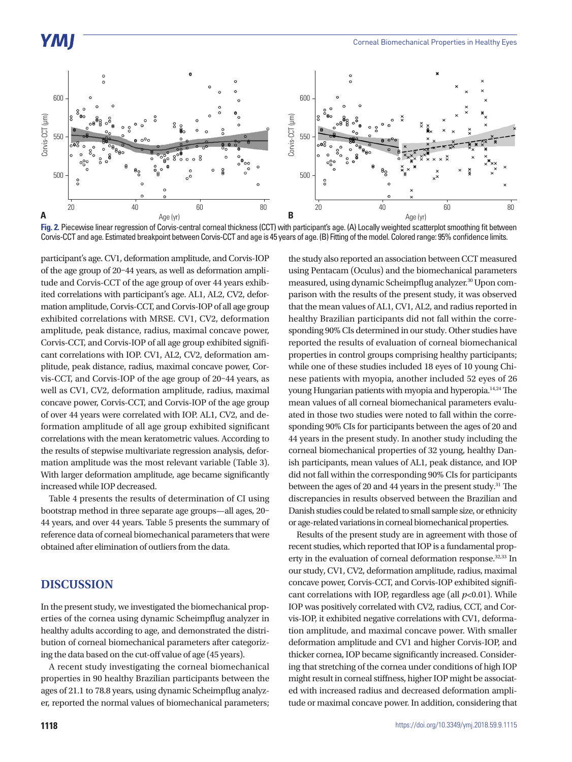Fig. 2. Piecewise linear regression of Corvis-central corneal thickness (CCT) with participant's age. (A) Locally weighted scatterplot smoothing fit between Corvis-CCT and age. Estimated breakpoint between Corvis-CCT and age is 45 years of age. (B) Fitting of the model. Colored range: 95% confidence limits.

participant's age. CV1, deformation amplitude, and Corvis-IOP of the age group of 20–44 years, as well as deformation amplitude and Corvis-CCT of the age group of over 44 years exhibited correlations with participant's age. AL1, AL2, CV2, deformation amplitude, Corvis-CCT, and Corvis-IOP of all age group exhibited correlations with MRSE. CV1, CV2, deformation amplitude, peak distance, radius, maximal concave power, Corvis-CCT, and Corvis-IOP of all age group exhibited significant correlations with IOP. CV1, AL2, CV2, deformation amplitude, peak distance, radius, maximal concave power, Corvis-CCT, and Corvis-IOP of the age group of 20–44 years, as well as CV1, CV2, deformation amplitude, radius, maximal concave power, Corvis-CCT, and Corvis-IOP of the age group of over 44 years were correlated with IOP. AL1, CV2, and deformation amplitude of all age group exhibited significant correlations with the mean keratometric values. According to the results of stepwise multivariate regression analysis, deformation amplitude was the most relevant variable (Table 3). With larger deformation amplitude, age became significantly increased while IOP decreased.

Table 4 presents the results of determination of CI using bootstrap method in three separate age groups—all ages, 20–44 years, and over 44 years. Table 5 presents the summary of reference data of corneal biomechanical parameters that were obtained after elimination of outliers from the data.

## DISCUSSION

In the present study, we investigated the biomechanical properties of the cornea using dynamic Scheimpflug analyzer in healthy adults according to age, and demonstrated the distribution of corneal biomechanical parameters after categorizing the data based on the cut-off value of age (45 years).

A recent study investigating the corneal biomechanical properties in 90 healthy Brazilian participants between the ages of 21.1 to 78.8 years, using dynamic Scheimpflug analyzer, reported the normal values of biomechanical parameters; the study also reported an association between CCT measured using Pentacam (Oculus) and the biomechanical parameters measured, using dynamic Scheimpflug analyzer.[30] Upon comparison with the results of the present study, it was observed that the mean values of AL1, CV1, AL2, and radius reported in healthy Brazilian participants did not fall within the corresponding 90% CIs determined in our study. Other studies have reported the results of evaluation of corneal biomechanical properties in control groups comprising healthy participants; while one of these studies included 18 eyes of 10 young Chinese patients with myopia, another included 52 eyes of 26 young Hungarian patients with myopia and hyperopia.[14,24] The mean values of all corneal biomechanical parameters evaluated in those two studies were noted to fall within the corresponding 90% CIs for participants between the ages of 20 and 44 years in the present study. In another study including the corneal biomechanical properties of 32 young, healthy Danish participants, mean values of AL1, peak distance, and IOP did not fall within the corresponding 90% CIs for participants between the ages of 20 and 44 years in the present study.[31] The discrepancies in results observed between the Brazilian and Danish studies could be related to small sample size, or ethnicity or age-related variations in corneal biomechanical properties.

Results of the present study are in agreement with those of recent studies, which reported that IOP is a fundamental property in the evaluation of corneal deformation response.[32,33] In our study, CV1, CV2, deformation amplitude, radius, maximal concave power, Corvis-CCT, and Corvis-IOP exhibited significant correlations with IOP, regardless age (all $p<0.01$). While IOP was positively correlated with CV2, radius, CCT, and Corvis-IOP, it exhibited negative correlations with CV1, deformation amplitude, and maximal concave power. With smaller deformation amplitude and CV1 and higher Corvis-IOP, and thicker cornea, IOP became significantly increased. Considering that stretching of the cornea under conditions of high IOP might result in corneal stiffness, higher IOP might be associated with increased radius and decreased deformation amplitude or maximal concave power. In addition, considering that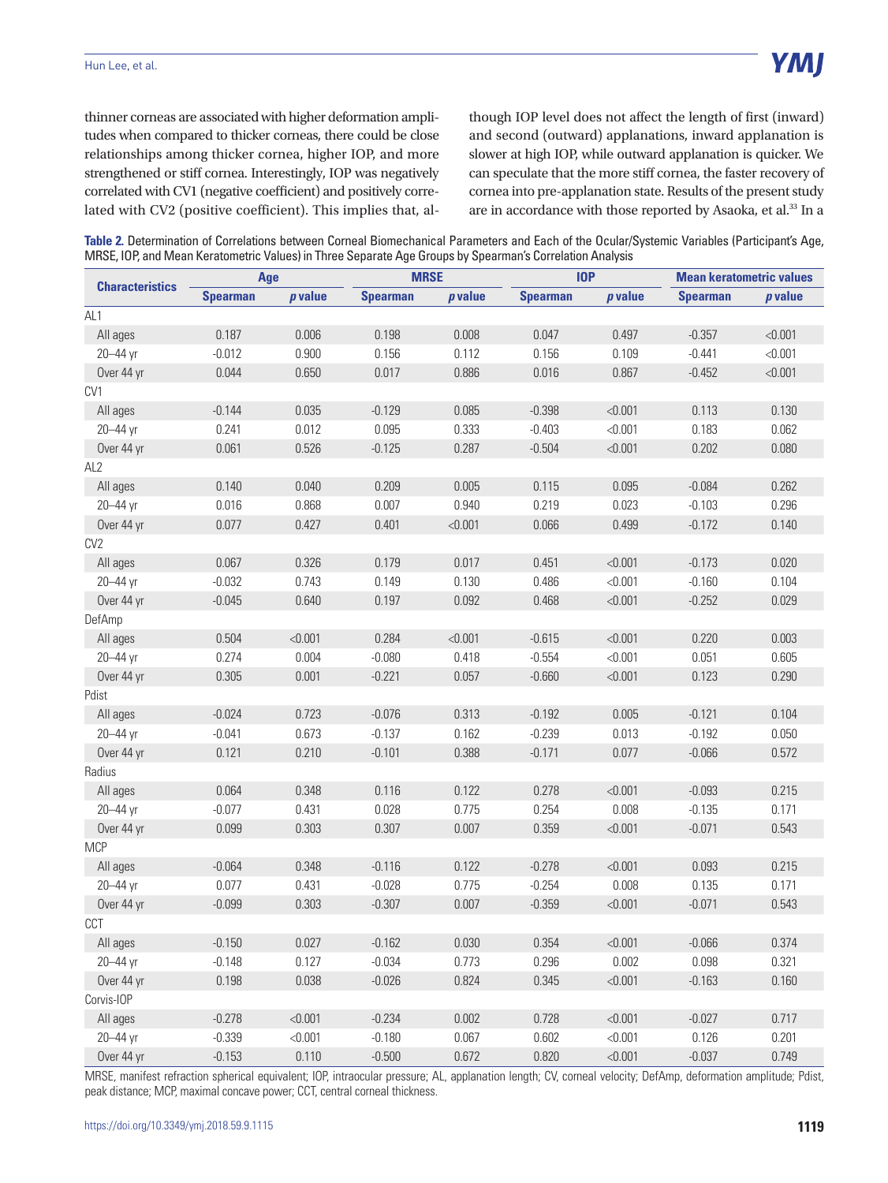thinner corneas are associated with higher deformation amplitudes when compared to thicker corneas, there could be close relationships among thicker cornea, higher IOP, and more strengthened or stiff cornea. Interestingly, IOP was negatively correlated with CV1 (negative coefficient) and positively correlated with CV2 (positive coefficient). This implies that, although IOP level does not affect the length of first (inward) and second (outward) applanations, inward applanation is slower at high IOP, while outward applanation is quicker. We can speculate that the more stiff cornea, the faster recovery of cornea into pre-applanation state. Results of the present study are in accordance with those reported by Asaoka, et al.[33] In a

**Table 2.** Determination of Correlations between Corneal Biomechanical Parameters and Each of the Ocular/Systemic Variables (Participant's Age, MRSE, IOP, and Mean Keratometric Values) in Three Separate Age Groups by Spearman's Correlation Analysis

| Characteristics | Age | | MRSE | | IOP | | Mean keratometric values | |
|---|---|---|---|---|---|---|---|---|
| | Spearman | *p* value | Spearman | *p* value | Spearman | *p* value | Spearman | *p* value |
| AL1 | | | | | | | | |
| All ages | 0.187 | 0.006 | 0.198 | 0.008 | 0.047 | 0.497 | -0.357 | <0.001 |
| 20–44 yr | -0.012 | 0.900 | 0.156 | 0.112 | 0.156 | 0.109 | -0.441 | <0.001 |
| Over 44 yr | 0.044 | 0.650 | 0.017 | 0.886 | 0.016 | 0.867 | -0.452 | <0.001 |
| CV1 | | | | | | | | |
| All ages | -0.144 | 0.035 | -0.129 | 0.085 | -0.398 | <0.001 | 0.113 | 0.130 |
| 20–44 yr | 0.241 | 0.012 | 0.095 | 0.333 | -0.403 | <0.001 | 0.183 | 0.062 |
| Over 44 yr | 0.061 | 0.526 | -0.125 | 0.287 | -0.504 | <0.001 | 0.202 | 0.080 |
| AL2 | | | | | | | | |
| All ages | 0.140 | 0.040 | 0.209 | 0.005 | 0.115 | 0.095 | -0.084 | 0.262 |
| 20–44 yr | 0.016 | 0.868 | 0.007 | 0.940 | 0.219 | 0.023 | -0.103 | 0.296 |
| Over 44 yr | 0.077 | 0.427 | 0.401 | <0.001 | 0.066 | 0.499 | -0.172 | 0.140 |
| CV2 | | | | | | | | |
| All ages | 0.067 | 0.326 | 0.179 | 0.017 | 0.451 | <0.001 | -0.173 | 0.020 |
| 20–44 yr | -0.032 | 0.743 | 0.149 | 0.130 | 0.486 | <0.001 | -0.160 | 0.104 |
| Over 44 yr | -0.045 | 0.640 | 0.197 | 0.092 | 0.468 | <0.001 | -0.252 | 0.029 |
| DefAmp | | | | | | | | |
| All ages | 0.504 | <0.001 | 0.284 | <0.001 | -0.615 | <0.001 | 0.220 | 0.003 |
| 20–44 yr | 0.274 | 0.004 | -0.080 | 0.418 | -0.554 | <0.001 | 0.051 | 0.605 |
| Over 44 yr | 0.305 | 0.001 | -0.221 | 0.057 | -0.660 | <0.001 | 0.123 | 0.290 |
| Pdist | | | | | | | | |
| All ages | -0.024 | 0.723 | -0.076 | 0.313 | -0.192 | 0.005 | -0.121 | 0.104 |
| 20–44 yr | -0.041 | 0.673 | -0.137 | 0.162 | -0.239 | 0.013 | -0.192 | 0.050 |
| Over 44 yr | 0.121 | 0.210 | -0.101 | 0.388 | -0.171 | 0.077 | -0.066 | 0.572 |
| Radius | | | | | | | | |
| All ages | 0.064 | 0.348 | 0.116 | 0.122 | 0.278 | <0.001 | -0.093 | 0.215 |
| 20–44 yr | -0.077 | 0.431 | 0.028 | 0.775 | 0.254 | 0.008 | -0.135 | 0.171 |
| Over 44 yr | 0.099 | 0.303 | 0.307 | 0.007 | 0.359 | <0.001 | -0.071 | 0.543 |
| MCP | | | | | | | | |
| All ages | -0.064 | 0.348 | -0.116 | 0.122 | -0.278 | <0.001 | 0.093 | 0.215 |
| 20–44 yr | 0.077 | 0.431 | -0.028 | 0.775 | -0.254 | 0.008 | 0.135 | 0.171 |
| Over 44 yr | -0.099 | 0.303 | -0.307 | 0.007 | -0.359 | <0.001 | -0.071 | 0.543 |
| CCT | | | | | | | | |
| All ages | -0.150 | 0.027 | -0.162 | 0.030 | 0.354 | <0.001 | -0.066 | 0.374 |
| 20–44 yr | -0.148 | 0.127 | -0.034 | 0.773 | 0.296 | 0.002 | 0.098 | 0.321 |
| Over 44 yr | 0.198 | 0.038 | -0.026 | 0.824 | 0.345 | <0.001 | -0.163 | 0.160 |
| Corvis-IOP | | | | | | | | |
| All ages | -0.278 | <0.001 | -0.234 | 0.002 | 0.728 | <0.001 | -0.027 | 0.717 |
| 20–44 yr | -0.339 | <0.001 | -0.180 | 0.067 | 0.602 | <0.001 | 0.126 | 0.201 |
| Over 44 yr | -0.153 | 0.110 | -0.500 | 0.672 | 0.820 | <0.001 | -0.037 | 0.749 |

MRSE, manifest refraction spherical equivalent; IOP, intraocular pressure; AL, applanation length; CV, corneal velocity; DefAmp, deformation amplitude; Pdist, peak distance; MCP, maximal concave power; CCT, central corneal thickness.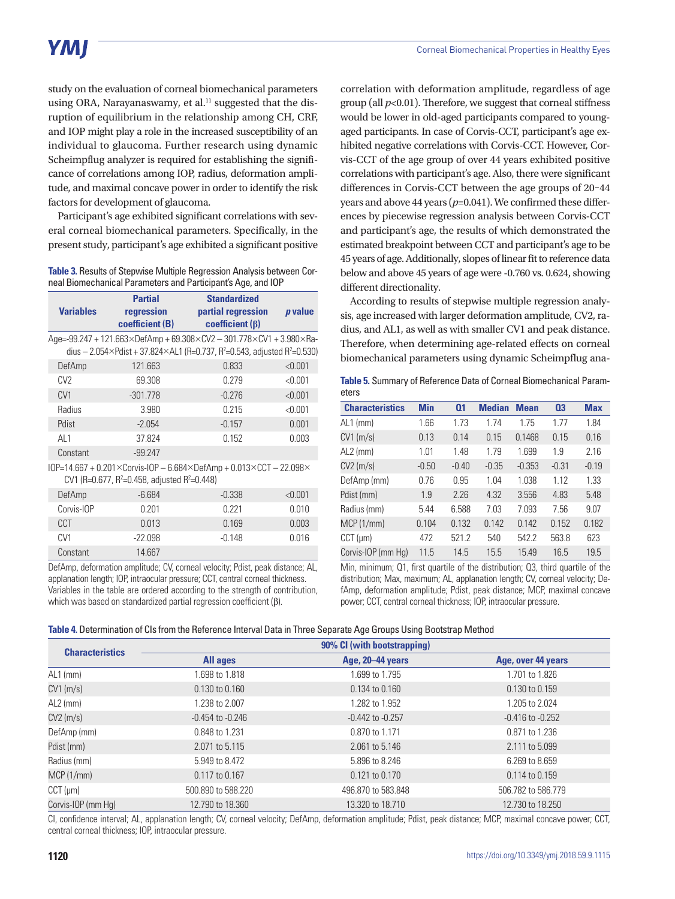study on the evaluation of corneal biomechanical parameters using ORA, Narayanaswamy, et al.[11] suggested that the disruption of equilibrium in the relationship among CH, CRF, and IOP might play a role in the increased susceptibility of an individual to glaucoma. Further research using dynamic Scheimpflug analyzer is required for establishing the significance of correlations among IOP, radius, deformation amplitude, and maximal concave power in order to identify the risk factors for development of glaucoma.

Participant's age exhibited significant correlations with several corneal biomechanical parameters. Specifically, in the present study, participant's age exhibited a significant positive correlation with deformation amplitude, regardless of age group (all $p<0.01$). Therefore, we suggest that corneal stiffness would be lower in old-aged participants compared to young-aged participants. In case of Corvis-CCT, participant's age exhibited negative correlations with Corvis-CCT. However, Corvis-CCT of the age group of over 44 years exhibited positive correlations with participant's age. Also, there were significant differences in Corvis-CCT between the age groups of 20–44 years and above 44 years ($p=0.041$). We confirmed these differences by piecewise regression analysis between Corvis-CCT and participant's age, the results of which demonstrated the estimated breakpoint between CCT and participant's age to be 45 years of age. Additionally, slopes of linear fit to reference data below and above 45 years of age were -0.760 vs. 0.624, showing different directionality.

According to results of stepwise multiple regression analysis, age increased with larger deformation amplitude, CV2, radius, and AL1, as well as with smaller CV1 and peak distance. Therefore, when determining age-related effects on corneal biomechanical parameters using dynamic Scheimpflug ana-

**Table 3.** Results of Stepwise Multiple Regression Analysis between Corneal Biomechanical Parameters and Participant's Age, and IOP

| Variables | Partial regression coefficient (B) | Standardized partial regression coefficient (β) | *p* value |
|---|---|---|---|
| Age=-99.247 + 121.663×DefAmp + 69.308×CV2 – 301.778×CV1 + 3.980×Radius – 2.054×Pdist + 37.824×AL1 (R=0.737, $R^2$=0.543, adjusted $R^2$=0.530) | | | |
| DefAmp | 121.663 | 0.833 | <0.001 |
| CV2 | 69.308 | 0.279 | <0.001 |
| CV1 | -301.778 | -0.276 | <0.001 |
| Radius | 3.980 | 0.215 | <0.001 |
| Pdist | -2.054 | -0.157 | 0.001 |
| AL1 | 37.824 | 0.152 | 0.003 |
| Constant | -99.247 | | |
| IOP=14.667 + 0.201×Corvis-IOP – 6.684×DefAmp + 0.013×CCT – 22.098×CV1 (R=0.677, $R^2$=0.458, adjusted $R^2$=0.448) | | | |
| DefAmp | -6.684 | -0.338 | <0.001 |
| Corvis-IOP | 0.201 | 0.221 | 0.010 |
| CCT | 0.013 | 0.169 | 0.003 |
| CV1 | -22.098 | -0.148 | 0.016 |
| Constant | 14.667 | | |

DefAmp, deformation amplitude; CV, corneal velocity; Pdist, peak distance; AL, applanation length; IOP, intraocular pressure; CCT, central corneal thickness. Variables in the table are ordered according to the strength of contribution, which was based on standardized partial regression coefficient (β).

**Table 5.** Summary of Reference Data of Corneal Biomechanical Parameters

| Characteristics | Min | Q1 | Median | Mean | Q3 | Max |
|---|---|---|---|---|---|---|
| AL1 (mm) | 1.66 | 1.73 | 1.74 | 1.75 | 1.77 | 1.84 |
| CV1 (m/s) | 0.13 | 0.14 | 0.15 | 0.1468 | 0.15 | 0.16 |
| AL2 (mm) | 1.01 | 1.48 | 1.79 | 1.699 | 1.9 | 2.16 |
| CV2 (m/s) | -0.50 | -0.40 | -0.35 | -0.353 | -0.31 | -0.19 |
| DefAmp (mm) | 0.76 | 0.95 | 1.04 | 1.038 | 1.12 | 1.33 |
| Pdist (mm) | 1.9 | 2.26 | 4.32 | 3.556 | 4.83 | 5.48 |
| Radius (mm) | 5.44 | 6.588 | 7.03 | 7.093 | 7.56 | 9.07 |
| MCP (1/mm) | 0.104 | 0.132 | 0.142 | 0.142 | 0.152 | 0.182 |
| CCT (μm) | 472 | 521.2 | 540 | 542.2 | 563.8 | 623 |
| Corvis-IOP (mm Hg) | 11.5 | 14.5 | 15.5 | 15.49 | 16.5 | 19.5 |

Min, minimum; Q1, first quartile of the distribution; Q3, third quartile of the distribution; Max, maximum; AL, applanation length; CV, corneal velocity; DefAmp, deformation amplitude; Pdist, peak distance; MCP, maximal concave power; CCT, central corneal thickness; IOP, intraocular pressure.

**Table 4.** Determination of CIs from the Reference Interval Data in Three Separate Age Groups Using Bootstrap Method

| Characteristics | 90% CI (with bootstrapping) | | |
|---|---|---|---|
| | All ages | Age, 20–44 years | Age, over 44 years |
| AL1 (mm) | 1.698 to 1.818 | 1.699 to 1.795 | 1.701 to 1.826 |
| CV1 (m/s) | 0.130 to 0.160 | 0.134 to 0.160 | 0.130 to 0.159 |
| AL2 (mm) | 1.238 to 2.007 | 1.282 to 1.952 | 1.205 to 2.024 |
| CV2 (m/s) | -0.454 to -0.246 | -0.442 to -0.257 | -0.416 to -0.252 |
| DefAmp (mm) | 0.848 to 1.231 | 0.870 to 1.171 | 0.871 to 1.236 |
| Pdist (mm) | 2.071 to 5.115 | 2.061 to 5.146 | 2.111 to 5.099 |
| Radius (mm) | 5.949 to 8.472 | 5.896 to 8.246 | 6.269 to 8.659 |
| MCP (1/mm) | 0.117 to 0.167 | 0.121 to 0.170 | 0.114 to 0.159 |
| CCT (μm) | 500.890 to 588.220 | 496.870 to 583.848 | 506.782 to 586.779 |
| Corvis-IOP (mm Hg) | 12.790 to 18.360 | 13.320 to 18.710 | 12.730 to 18.250 |

CI, confidence interval; AL, applanation length; CV, corneal velocity; DefAmp, deformation amplitude; Pdist, peak distance; MCP, maximal concave power; CCT, central corneal thickness; IOP, intraocular pressure.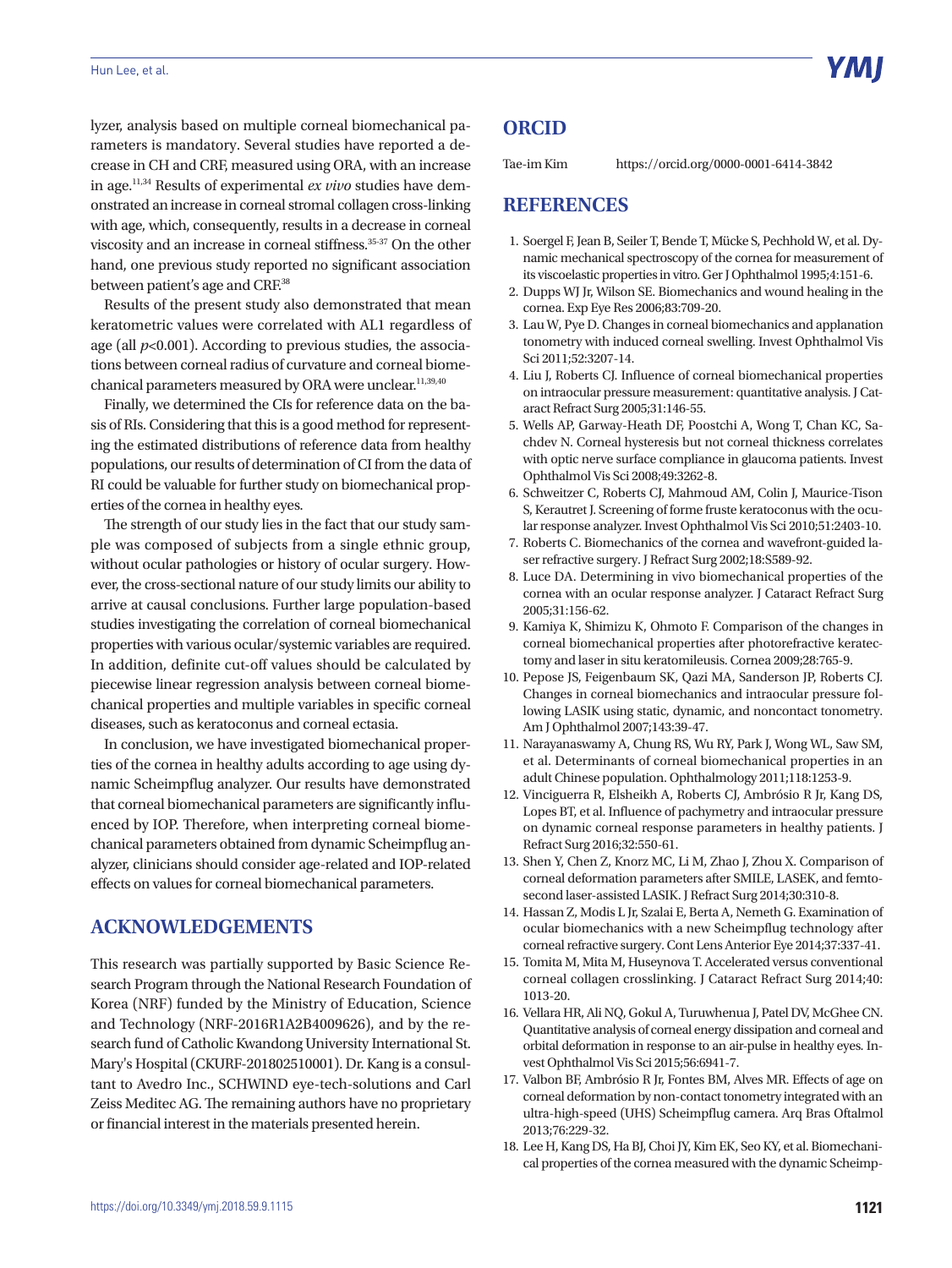lyzer, analysis based on multiple corneal biomechanical parameters is mandatory. Several studies have reported a decrease in CH and CRF, measured using ORA, with an increase in age.[11,34] Results of experimental *ex vivo* studies have demonstrated an increase in corneal stromal collagen cross-linking with age, which, consequently, results in a decrease in corneal viscosity and an increase in corneal stiffness.[35-37] On the other hand, one previous study reported no significant association between patient's age and CRF.[38]

Results of the present study also demonstrated that mean keratometric values were correlated with AL1 regardless of age (all $p<0.001$). According to previous studies, the associations between corneal radius of curvature and corneal biomechanical parameters measured by ORA were unclear.[11,39,40]

Finally, we determined the CIs for reference data on the basis of RIs. Considering that this is a good method for representing the estimated distributions of reference data from healthy populations, our results of determination of CI from the data of RI could be valuable for further study on biomechanical properties of the cornea in healthy eyes.

The strength of our study lies in the fact that our study sample was composed of subjects from a single ethnic group, without ocular pathologies or history of ocular surgery. However, the cross-sectional nature of our study limits our ability to arrive at causal conclusions. Further large population-based studies investigating the correlation of corneal biomechanical properties with various ocular/systemic variables are required. In addition, definite cut-off values should be calculated by piecewise linear regression analysis between corneal biomechanical properties and multiple variables in specific corneal diseases, such as keratoconus and corneal ectasia.

In conclusion, we have investigated biomechanical properties of the cornea in healthy adults according to age using dynamic Scheimpflug analyzer. Our results have demonstrated that corneal biomechanical parameters are significantly influenced by IOP. Therefore, when interpreting corneal biomechanical parameters obtained from dynamic Scheimpflug analyzer, clinicians should consider age-related and IOP-related effects on values for corneal biomechanical parameters.

## ACKNOWLEDGEMENTS

This research was partially supported by Basic Science Research Program through the National Research Foundation of Korea (NRF) funded by the Ministry of Education, Science and Technology (NRF-2016R1A2B4009626), and by the research fund of Catholic Kwandong University International St. Mary's Hospital (CKURF-201802510001). Dr. Kang is a consultant to Avedro Inc., SCHWIND eye-tech-solutions and Carl Zeiss Meditec AG. The remaining authors have no proprietary or financial interest in the materials presented herein.

## ORCID

Tae-im Kim https://orcid.org/0000-0001-6414-3842

## REFERENCES

1. Soergel F, Jean B, Seiler T, Bende T, Mücke S, Pechhold W, et al. Dynamic mechanical spectroscopy of the cornea for measurement of its viscoelastic properties in vitro. Ger J Ophthalmol 1995;4:151-6.
2. Dupps WJ Jr, Wilson SE. Biomechanics and wound healing in the cornea. Exp Eye Res 2006;83:709-20.
3. Lau W, Pye D. Changes in corneal biomechanics and applanation tonometry with induced corneal swelling. Invest Ophthalmol Vis Sci 2011;52:3207-14.
4. Liu J, Roberts CJ. Influence of corneal biomechanical properties on intraocular pressure measurement: quantitative analysis. J Cataract Refract Surg 2005;31:146-55.
5. Wells AP, Garway-Heath DF, Poostchi A, Wong T, Chan KC, Sachdev N. Corneal hysteresis but not corneal thickness correlates with optic nerve surface compliance in glaucoma patients. Invest Ophthalmol Vis Sci 2008;49:3262-8.
6. Schweitzer C, Roberts CJ, Mahmoud AM, Colin J, Maurice-Tison S, Kerautret J. Screening of forme fruste keratoconus with the ocular response analyzer. Invest Ophthalmol Vis Sci 2010;51:2403-10.
7. Roberts C. Biomechanics of the cornea and wavefront-guided laser refractive surgery. J Refract Surg 2002;18:S589-92.
8. Luce DA. Determining in vivo biomechanical properties of the cornea with an ocular response analyzer. J Cataract Refract Surg 2005;31:156-62.
9. Kamiya K, Shimizu K, Ohmoto F. Comparison of the changes in corneal biomechanical properties after photorefractive keratectomy and laser in situ keratomileusis. Cornea 2009;28:765-9.
10. Pepose JS, Feigenbaum SK, Qazi MA, Sanderson JP, Roberts CJ. Changes in corneal biomechanics and intraocular pressure following LASIK using static, dynamic, and noncontact tonometry. Am J Ophthalmol 2007;143:39-47.
11. Narayanaswamy A, Chung RS, Wu RY, Park J, Wong WL, Saw SM, et al. Determinants of corneal biomechanical properties in an adult Chinese population. Ophthalmology 2011;118:1253-9.
12. Vinciguerra R, Elsheikh A, Roberts CJ, Ambrósio R Jr, Kang DS, Lopes BT, et al. Influence of pachymetry and intraocular pressure on dynamic corneal response parameters in healthy patients. J Refract Surg 2016;32:550-61.
13. Shen Y, Chen Z, Knorz MC, Li M, Zhao J, Zhou X. Comparison of corneal deformation parameters after SMILE, LASEK, and femtosecond laser-assisted LASIK. J Refract Surg 2014;30:310-8.
14. Hassan Z, Modis L Jr, Szalai E, Berta A, Nemeth G. Examination of ocular biomechanics with a new Scheimpflug technology after corneal refractive surgery. Cont Lens Anterior Eye 2014;37:337-41.
15. Tomita M, Mita M, Huseynova T. Accelerated versus conventional corneal collagen crosslinking. J Cataract Refract Surg 2014;40:1013-20.
16. Vellara HR, Ali NQ, Gokul A, Turuwhenua J, Patel DV, McGhee CN. Quantitative analysis of corneal energy dissipation and corneal and orbital deformation in response to an air-pulse in healthy eyes. Invest Ophthalmol Vis Sci 2015;56:6941-7.
17. Valbon BF, Ambrósio R Jr, Fontes BM, Alves MR. Effects of age on corneal deformation by non-contact tonometry integrated with an ultra-high-speed (UHS) Scheimpflug camera. Arq Bras Oftalmol 2013;76:229-32.
18. Lee H, Kang DS, Ha BJ, Choi JY, Kim EK, Seo KY, et al. Biomechanical properties of the cornea measured with the dynamic Scheimp-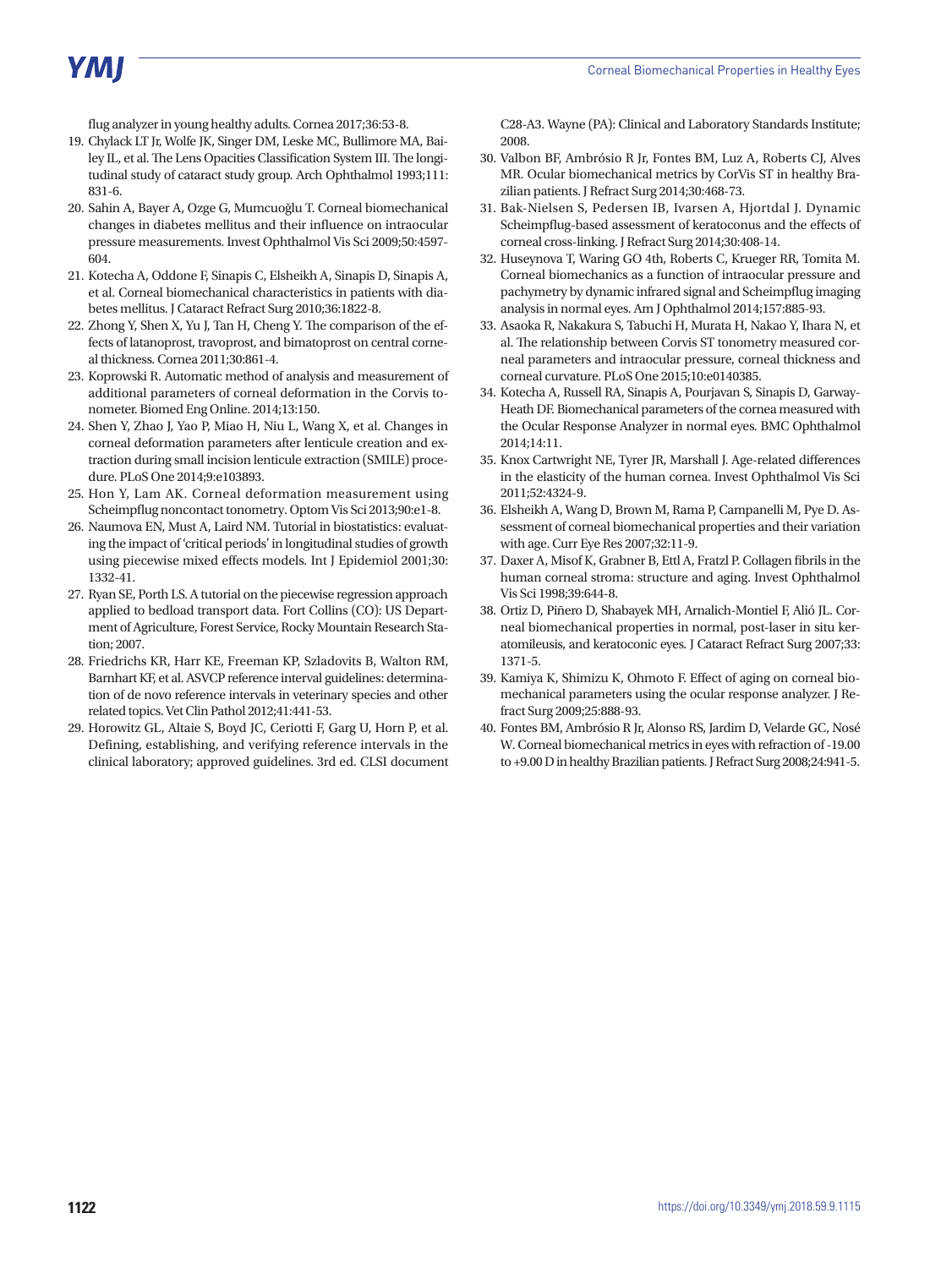flug analyzer in young healthy adults. Cornea 2017;36:53-8.

19. Chylack LT Jr, Wolfe JK, Singer DM, Leske MC, Bullimore MA, Bailey IL, et al. The Lens Opacities Classification System III. The longitudinal study of cataract study group. Arch Ophthalmol 1993;111:831-6.
20. Sahin A, Bayer A, Ozge G, Mumcuoğlu T. Corneal biomechanical changes in diabetes mellitus and their influence on intraocular pressure measurements. Invest Ophthalmol Vis Sci 2009;50:4597-604.
21. Kotecha A, Oddone F, Sinapis C, Elsheikh A, Sinapis D, Sinapis A, et al. Corneal biomechanical characteristics in patients with diabetes mellitus. J Cataract Refract Surg 2010;36:1822-8.
22. Zhong Y, Shen X, Yu J, Tan H, Cheng Y. The comparison of the effects of latanoprost, travoprost, and bimatoprost on central corneal thickness. Cornea 2011;30:861-4.
23. Koprowski R. Automatic method of analysis and measurement of additional parameters of corneal deformation in the Corvis tonometer. Biomed Eng Online. 2014;13:150.
24. Shen Y, Zhao J, Yao P, Miao H, Niu L, Wang X, et al. Changes in corneal deformation parameters after lenticule creation and extraction during small incision lenticule extraction (SMILE) procedure. PLoS One 2014;9:e103893.
25. Hon Y, Lam AK. Corneal deformation measurement using Scheimpflug noncontact tonometry. Optom Vis Sci 2013;90:e1-8.
26. Naumova EN, Must A, Laird NM. Tutorial in biostatistics: evaluating the impact of 'critical periods' in longitudinal studies of growth using piecewise mixed effects models. Int J Epidemiol 2001;30:1332-41.
27. Ryan SE, Porth LS. A tutorial on the piecewise regression approach applied to bedload transport data. Fort Collins (CO): US Department of Agriculture, Forest Service, Rocky Mountain Research Station; 2007.
28. Friedrichs KR, Harr KE, Freeman KP, Szladovits B, Walton RM, Barnhart KF, et al. ASVCP reference interval guidelines: determination of de novo reference intervals in veterinary species and other related topics. Vet Clin Pathol 2012;41:441-53.
29. Horowitz GL, Altaie S, Boyd JC, Ceriotti F, Garg U, Horn P, et al. Defining, establishing, and verifying reference intervals in the clinical laboratory; approved guidelines. 3rd ed. CLSI document C28-A3. Wayne (PA): Clinical and Laboratory Standards Institute; 2008.
30. Valbon BF, Ambrósio R Jr, Fontes BM, Luz A, Roberts CJ, Alves MR. Ocular biomechanical metrics by CorVis ST in healthy Brazilian patients. J Refract Surg 2014;30:468-73.
31. Bak-Nielsen S, Pedersen IB, Ivarsen A, Hjortdal J. Dynamic Scheimpflug-based assessment of keratoconus and the effects of corneal cross-linking. J Refract Surg 2014;30:408-14.
32. Huseynova T, Waring GO 4th, Roberts C, Krueger RR, Tomita M. Corneal biomechanics as a function of intraocular pressure and pachymetry by dynamic infrared signal and Scheimpflug imaging analysis in normal eyes. Am J Ophthalmol 2014;157:885-93.
33. Asaoka R, Nakakura S, Tabuchi H, Murata H, Nakao Y, Ihara N, et al. The relationship between Corvis ST tonometry measured corneal parameters and intraocular pressure, corneal thickness and corneal curvature. PLoS One 2015;10:e0140385.
34. Kotecha A, Russell RA, Sinapis A, Pourjavan S, Sinapis D, Garway-Heath DF. Biomechanical parameters of the cornea measured with the Ocular Response Analyzer in normal eyes. BMC Ophthalmol 2014;14:11.
35. Knox Cartwright NE, Tyrer JR, Marshall J. Age-related differences in the elasticity of the human cornea. Invest Ophthalmol Vis Sci 2011;52:4324-9.
36. Elsheikh A, Wang D, Brown M, Rama P, Campanelli M, Pye D. Assessment of corneal biomechanical properties and their variation with age. Curr Eye Res 2007;32:11-9.
37. Daxer A, Misof K, Grabner B, Ettl A, Fratzl P. Collagen fibrils in the human corneal stroma: structure and aging. Invest Ophthalmol Vis Sci 1998;39:644-8.
38. Ortiz D, Piñero D, Shabayek MH, Arnalich-Montiel F, Alió JL. Corneal biomechanical properties in normal, post-laser in situ keratomileusis, and keratoconic eyes. J Cataract Refract Surg 2007;33:1371-5.
39. Kamiya K, Shimizu K, Ohmoto F. Effect of aging on corneal biomechanical parameters using the ocular response analyzer. J Refract Surg 2009;25:888-93.
40. Fontes BM, Ambrósio R Jr, Alonso RS, Jardim D, Velarde GC, Nosé W. Corneal biomechanical metrics in eyes with refraction of -19.00 to +9.00 D in healthy Brazilian patients. J Refract Surg 2008;24:941-5.